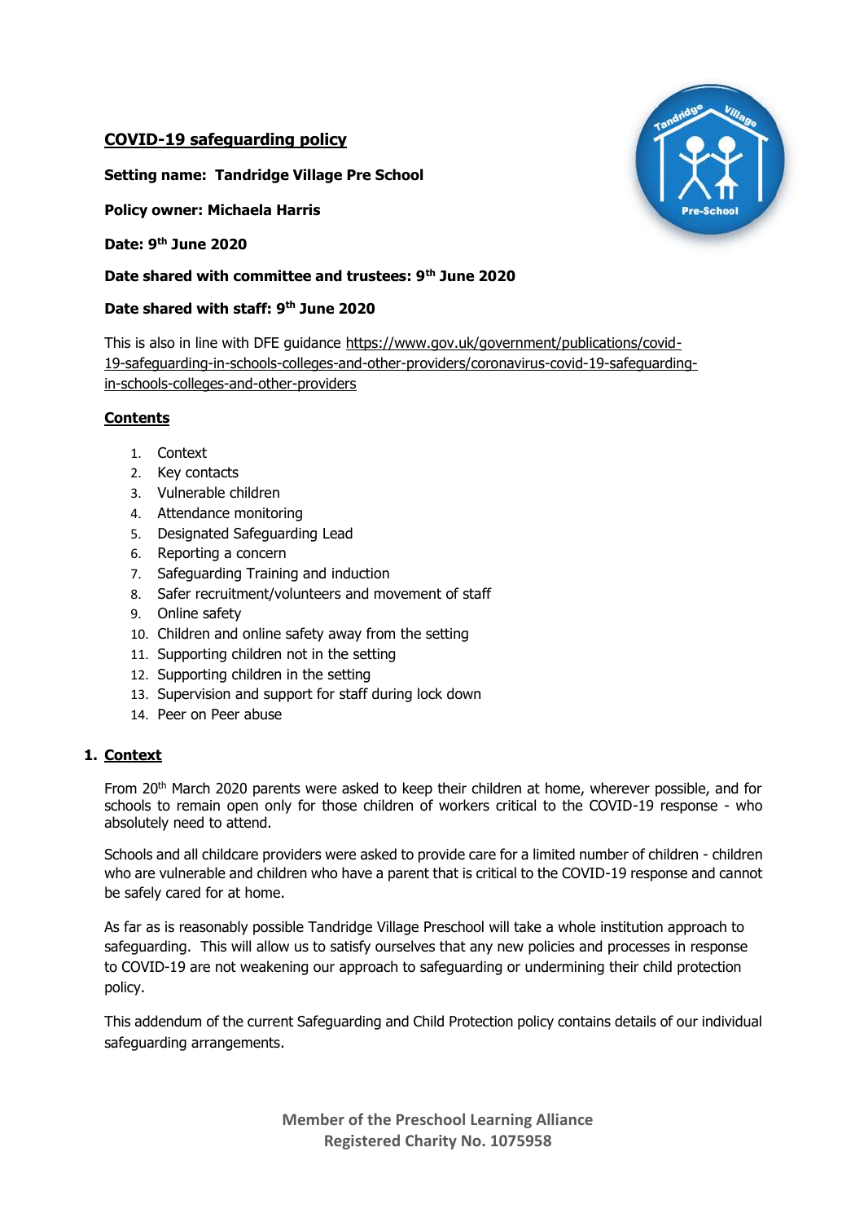## COVID-19 safeguarding policy

**Setting name: Tandridge Village Pre School**

**Policy owner: Michaela Harris**

**Date: 9th June 2020**

**Date shared with committee and trustees: 9th June 2020**

**Date shared with staff: 9th June 2020**

This is also in line with DFE guidance https://www.gov.uk/government/publications/covid-19-safeguarding-in-schools-colleges-and-other-providers/coronavirus-covid-19-safeguarding-in-schools-colleges-and-other-providers

### Contents

1. Context
2. Key contacts
3. Vulnerable children
4. Attendance monitoring
5. Designated Safeguarding Lead
6. Reporting a concern
7. Safeguarding Training and induction
8. Safer recruitment/volunteers and movement of staff
9. Online safety
10. Children and online safety away from the setting
11. Supporting children not in the setting
12. Supporting children in the setting
13. Supervision and support for staff during lock down
14. Peer on Peer abuse

### 1. Context

From 20th March 2020 parents were asked to keep their children at home, wherever possible, and for schools to remain open only for those children of workers critical to the COVID-19 response - who absolutely need to attend.

Schools and all childcare providers were asked to provide care for a limited number of children - children who are vulnerable and children who have a parent that is critical to the COVID-19 response and cannot be safely cared for at home.

As far as is reasonably possible Tandridge Village Preschool will take a whole institution approach to safeguarding. This will allow us to satisfy ourselves that any new policies and processes in response to COVID-19 are not weakening our approach to safeguarding or undermining their child protection policy.

This addendum of the current Safeguarding and Child Protection policy contains details of our individual safeguarding arrangements.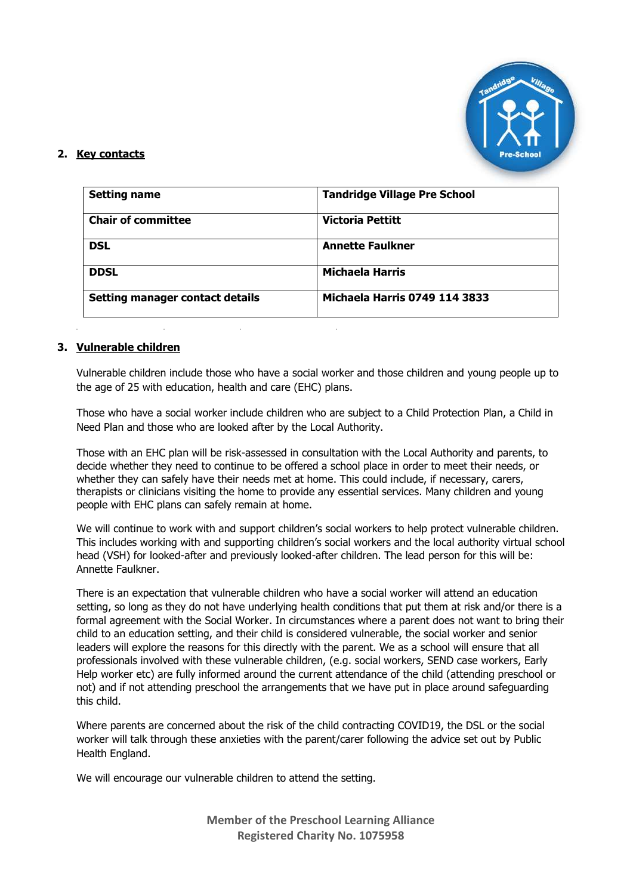## 2. Key contacts

| Setting name | Tandridge Village Pre School |
|---|---|
| Chair of committee | Victoria Pettitt |
| DSL | Annette Faulkner |
| DDSL | Michaela Harris |
| Setting manager contact details | Michaela Harris 0749 114 3833 |

## 3. Vulnerable children

Vulnerable children include those who have a social worker and those children and young people up to the age of 25 with education, health and care (EHC) plans.

Those who have a social worker include children who are subject to a Child Protection Plan, a Child in Need Plan and those who are looked after by the Local Authority.

Those with an EHC plan will be risk-assessed in consultation with the Local Authority and parents, to decide whether they need to continue to be offered a school place in order to meet their needs, or whether they can safely have their needs met at home. This could include, if necessary, carers, therapists or clinicians visiting the home to provide any essential services. Many children and young people with EHC plans can safely remain at home.

We will continue to work with and support children's social workers to help protect vulnerable children. This includes working with and supporting children's social workers and the local authority virtual school head (VSH) for looked-after and previously looked-after children. The lead person for this will be: Annette Faulkner.

There is an expectation that vulnerable children who have a social worker will attend an education setting, so long as they do not have underlying health conditions that put them at risk and/or there is a formal agreement with the Social Worker. In circumstances where a parent does not want to bring their child to an education setting, and their child is considered vulnerable, the social worker and senior leaders will explore the reasons for this directly with the parent. We as a school will ensure that all professionals involved with these vulnerable children, (e.g. social workers, SEND case workers, Early Help worker etc) are fully informed around the current attendance of the child (attending preschool or not) and if not attending preschool the arrangements that we have put in place around safeguarding this child.

Where parents are concerned about the risk of the child contracting COVID19, the DSL or the social worker will talk through these anxieties with the parent/carer following the advice set out by Public Health England.

We will encourage our vulnerable children to attend the setting.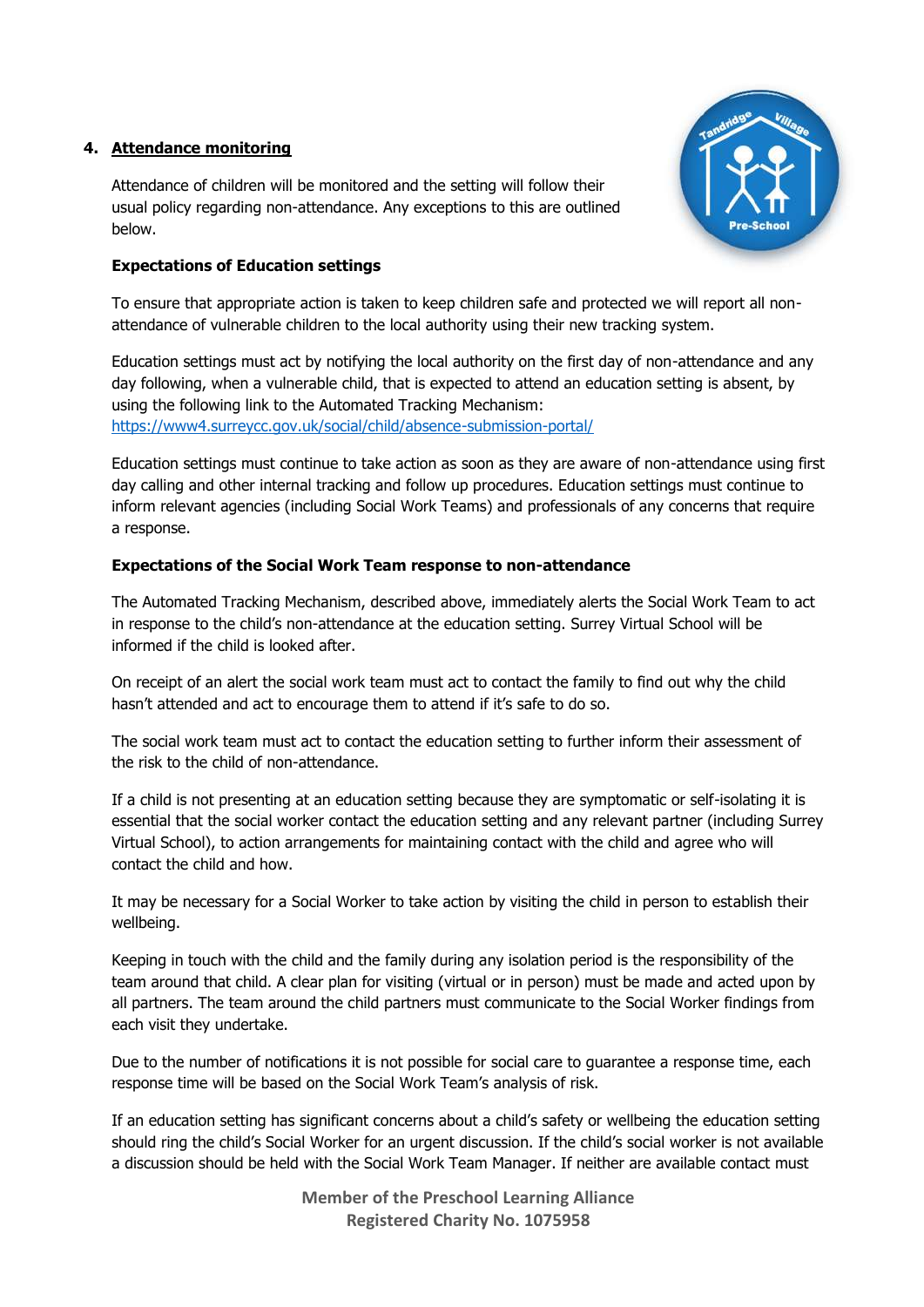## 4. Attendance monitoring

Attendance of children will be monitored and the setting will follow their usual policy regarding non-attendance. Any exceptions to this are outlined below.

**Expectations of Education settings**

To ensure that appropriate action is taken to keep children safe and protected we will report all non-attendance of vulnerable children to the local authority using their new tracking system.

Education settings must act by notifying the local authority on the first day of non-attendance and any day following, when a vulnerable child, that is expected to attend an education setting is absent, by using the following link to the Automated Tracking Mechanism: https://www4.surreycc.gov.uk/social/child/absence-submission-portal/

Education settings must continue to take action as soon as they are aware of non-attendance using first day calling and other internal tracking and follow up procedures. Education settings must continue to inform relevant agencies (including Social Work Teams) and professionals of any concerns that require a response.

**Expectations of the Social Work Team response to non-attendance**

The Automated Tracking Mechanism, described above, immediately alerts the Social Work Team to act in response to the child's non-attendance at the education setting. Surrey Virtual School will be informed if the child is looked after.

On receipt of an alert the social work team must act to contact the family to find out why the child hasn't attended and act to encourage them to attend if it's safe to do so.

The social work team must act to contact the education setting to further inform their assessment of the risk to the child of non-attendance.

If a child is not presenting at an education setting because they are symptomatic or self-isolating it is essential that the social worker contact the education setting and any relevant partner (including Surrey Virtual School), to action arrangements for maintaining contact with the child and agree who will contact the child and how.

It may be necessary for a Social Worker to take action by visiting the child in person to establish their wellbeing.

Keeping in touch with the child and the family during any isolation period is the responsibility of the team around that child. A clear plan for visiting (virtual or in person) must be made and acted upon by all partners. The team around the child partners must communicate to the Social Worker findings from each visit they undertake.

Due to the number of notifications it is not possible for social care to guarantee a response time, each response time will be based on the Social Work Team's analysis of risk.

If an education setting has significant concerns about a child's safety or wellbeing the education setting should ring the child's Social Worker for an urgent discussion. If the child's social worker is not available a discussion should be held with the Social Work Team Manager. If neither are available contact must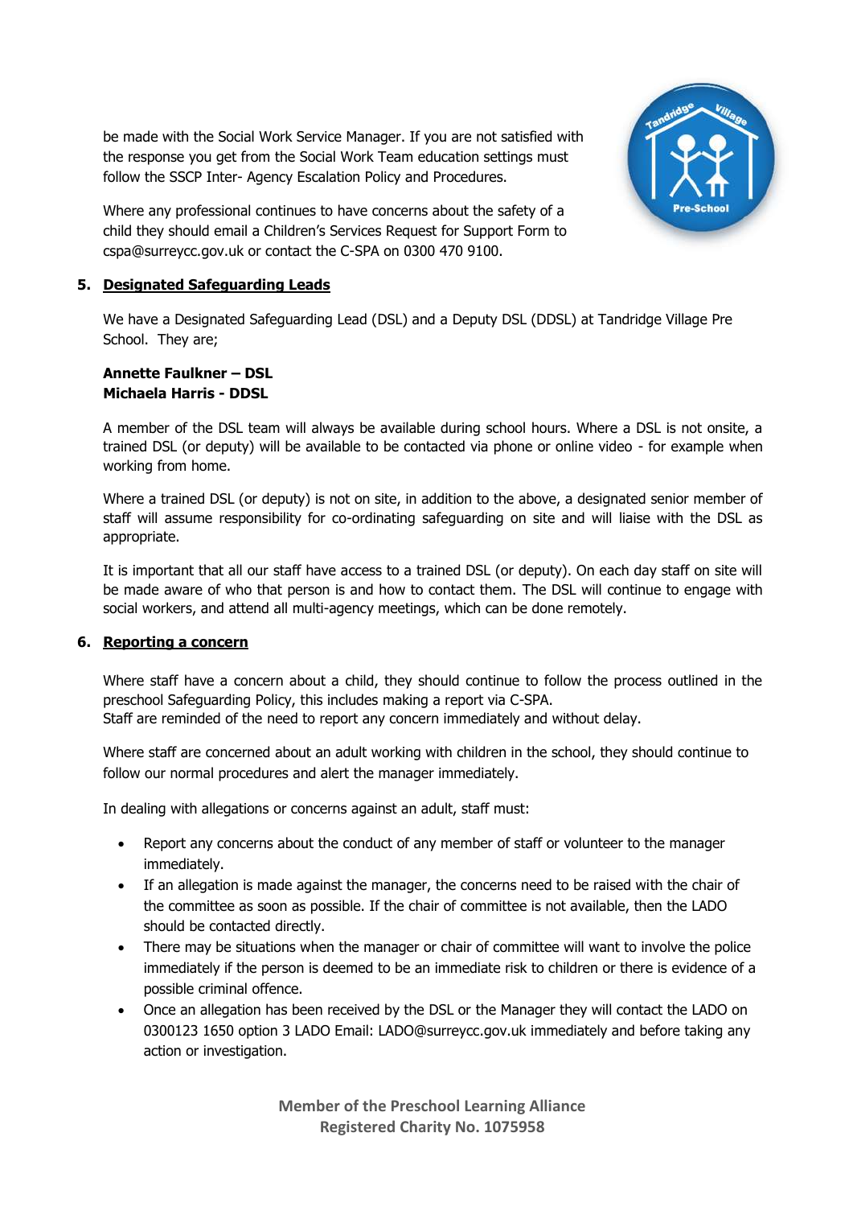be made with the Social Work Service Manager. If you are not satisfied with the response you get from the Social Work Team education settings must follow the SSCP Inter- Agency Escalation Policy and Procedures.

Where any professional continues to have concerns about the safety of a child they should email a Children's Services Request for Support Form to cspa@surreycc.gov.uk or contact the C-SPA on 0300 470 9100.

## 5. Designated Safeguarding Leads

We have a Designated Safeguarding Lead (DSL) and a Deputy DSL (DDSL) at Tandridge Village Pre School. They are;

**Annette Faulkner – DSL**
**Michaela Harris - DDSL**

A member of the DSL team will always be available during school hours. Where a DSL is not onsite, a trained DSL (or deputy) will be available to be contacted via phone or online video - for example when working from home.

Where a trained DSL (or deputy) is not on site, in addition to the above, a designated senior member of staff will assume responsibility for co-ordinating safeguarding on site and will liaise with the DSL as appropriate.

It is important that all our staff have access to a trained DSL (or deputy). On each day staff on site will be made aware of who that person is and how to contact them. The DSL will continue to engage with social workers, and attend all multi-agency meetings, which can be done remotely.

## 6. Reporting a concern

Where staff have a concern about a child, they should continue to follow the process outlined in the preschool Safeguarding Policy, this includes making a report via C-SPA.
Staff are reminded of the need to report any concern immediately and without delay.

Where staff are concerned about an adult working with children in the school, they should continue to follow our normal procedures and alert the manager immediately.

In dealing with allegations or concerns against an adult, staff must:

- Report any concerns about the conduct of any member of staff or volunteer to the manager immediately.
- If an allegation is made against the manager, the concerns need to be raised with the chair of the committee as soon as possible. If the chair of committee is not available, then the LADO should be contacted directly.
- There may be situations when the manager or chair of committee will want to involve the police immediately if the person is deemed to be an immediate risk to children or there is evidence of a possible criminal offence.
- Once an allegation has been received by the DSL or the Manager they will contact the LADO on 0300123 1650 option 3 LADO Email: LADO@surreycc.gov.uk immediately and before taking any action or investigation.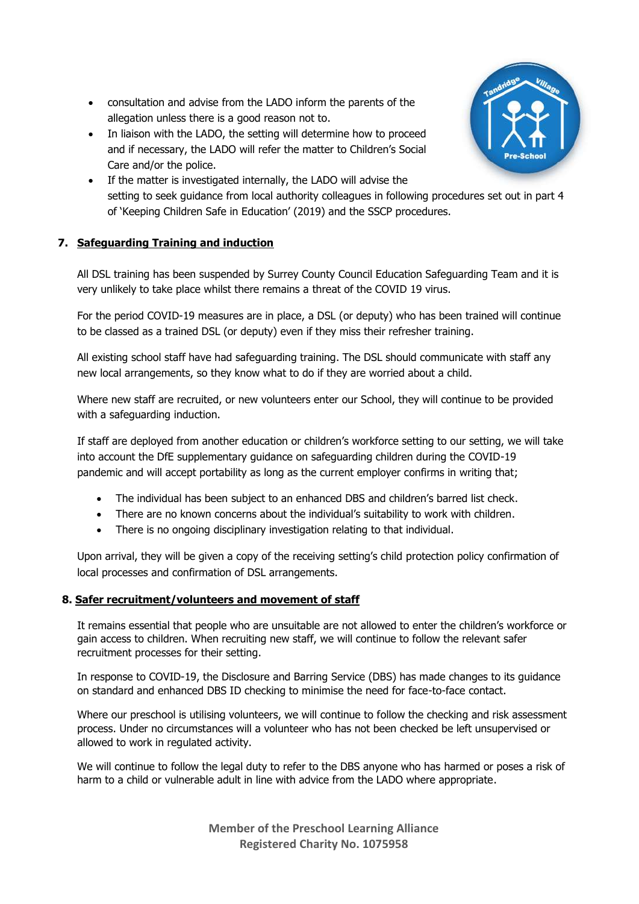- consultation and advise from the LADO inform the parents of the allegation unless there is a good reason not to.
- In liaison with the LADO, the setting will determine how to proceed and if necessary, the LADO will refer the matter to Children's Social Care and/or the police.
- If the matter is investigated internally, the LADO will advise the setting to seek guidance from local authority colleagues in following procedures set out in part 4 of 'Keeping Children Safe in Education' (2019) and the SSCP procedures.

## 7. Safeguarding Training and induction

All DSL training has been suspended by Surrey County Council Education Safeguarding Team and it is very unlikely to take place whilst there remains a threat of the COVID 19 virus.

For the period COVID-19 measures are in place, a DSL (or deputy) who has been trained will continue to be classed as a trained DSL (or deputy) even if they miss their refresher training.

All existing school staff have had safeguarding training. The DSL should communicate with staff any new local arrangements, so they know what to do if they are worried about a child.

Where new staff are recruited, or new volunteers enter our School, they will continue to be provided with a safeguarding induction.

If staff are deployed from another education or children's workforce setting to our setting, we will take into account the DfE supplementary guidance on safeguarding children during the COVID-19 pandemic and will accept portability as long as the current employer confirms in writing that;

- The individual has been subject to an enhanced DBS and children's barred list check.
- There are no known concerns about the individual's suitability to work with children.
- There is no ongoing disciplinary investigation relating to that individual.

Upon arrival, they will be given a copy of the receiving setting's child protection policy confirmation of local processes and confirmation of DSL arrangements.

## 8. Safer recruitment/volunteers and movement of staff

It remains essential that people who are unsuitable are not allowed to enter the children's workforce or gain access to children. When recruiting new staff, we will continue to follow the relevant safer recruitment processes for their setting.

In response to COVID-19, the Disclosure and Barring Service (DBS) has made changes to its guidance on standard and enhanced DBS ID checking to minimise the need for face-to-face contact.

Where our preschool is utilising volunteers, we will continue to follow the checking and risk assessment process. Under no circumstances will a volunteer who has not been checked be left unsupervised or allowed to work in regulated activity.

We will continue to follow the legal duty to refer to the DBS anyone who has harmed or poses a risk of harm to a child or vulnerable adult in line with advice from the LADO where appropriate.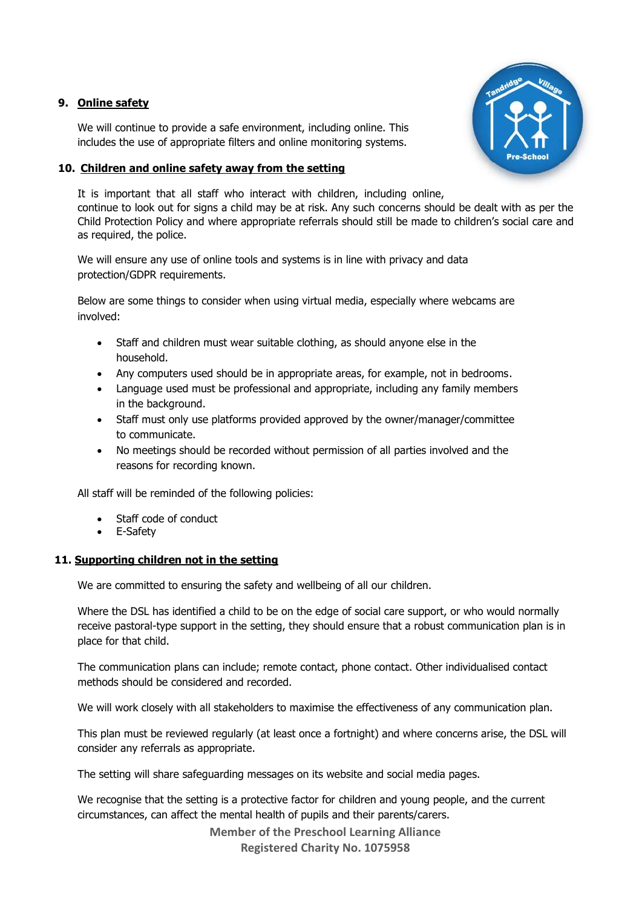## 9. Online safety

We will continue to provide a safe environment, including online. This includes the use of appropriate filters and online monitoring systems.

## 10. Children and online safety away from the setting

It is important that all staff who interact with children, including online, continue to look out for signs a child may be at risk. Any such concerns should be dealt with as per the Child Protection Policy and where appropriate referrals should still be made to children's social care and as required, the police.

We will ensure any use of online tools and systems is in line with privacy and data protection/GDPR requirements.

Below are some things to consider when using virtual media, especially where webcams are involved:

- Staff and children must wear suitable clothing, as should anyone else in the household.
- Any computers used should be in appropriate areas, for example, not in bedrooms.
- Language used must be professional and appropriate, including any family members in the background.
- Staff must only use platforms provided approved by the owner/manager/committee to communicate.
- No meetings should be recorded without permission of all parties involved and the reasons for recording known.

All staff will be reminded of the following policies:

- Staff code of conduct
- E-Safety

## 11. Supporting children not in the setting

We are committed to ensuring the safety and wellbeing of all our children.

Where the DSL has identified a child to be on the edge of social care support, or who would normally receive pastoral-type support in the setting, they should ensure that a robust communication plan is in place for that child.

The communication plans can include; remote contact, phone contact. Other individualised contact methods should be considered and recorded.

We will work closely with all stakeholders to maximise the effectiveness of any communication plan.

This plan must be reviewed regularly (at least once a fortnight) and where concerns arise, the DSL will consider any referrals as appropriate.

The setting will share safeguarding messages on its website and social media pages.

We recognise that the setting is a protective factor for children and young people, and the current circumstances, can affect the mental health of pupils and their parents/carers.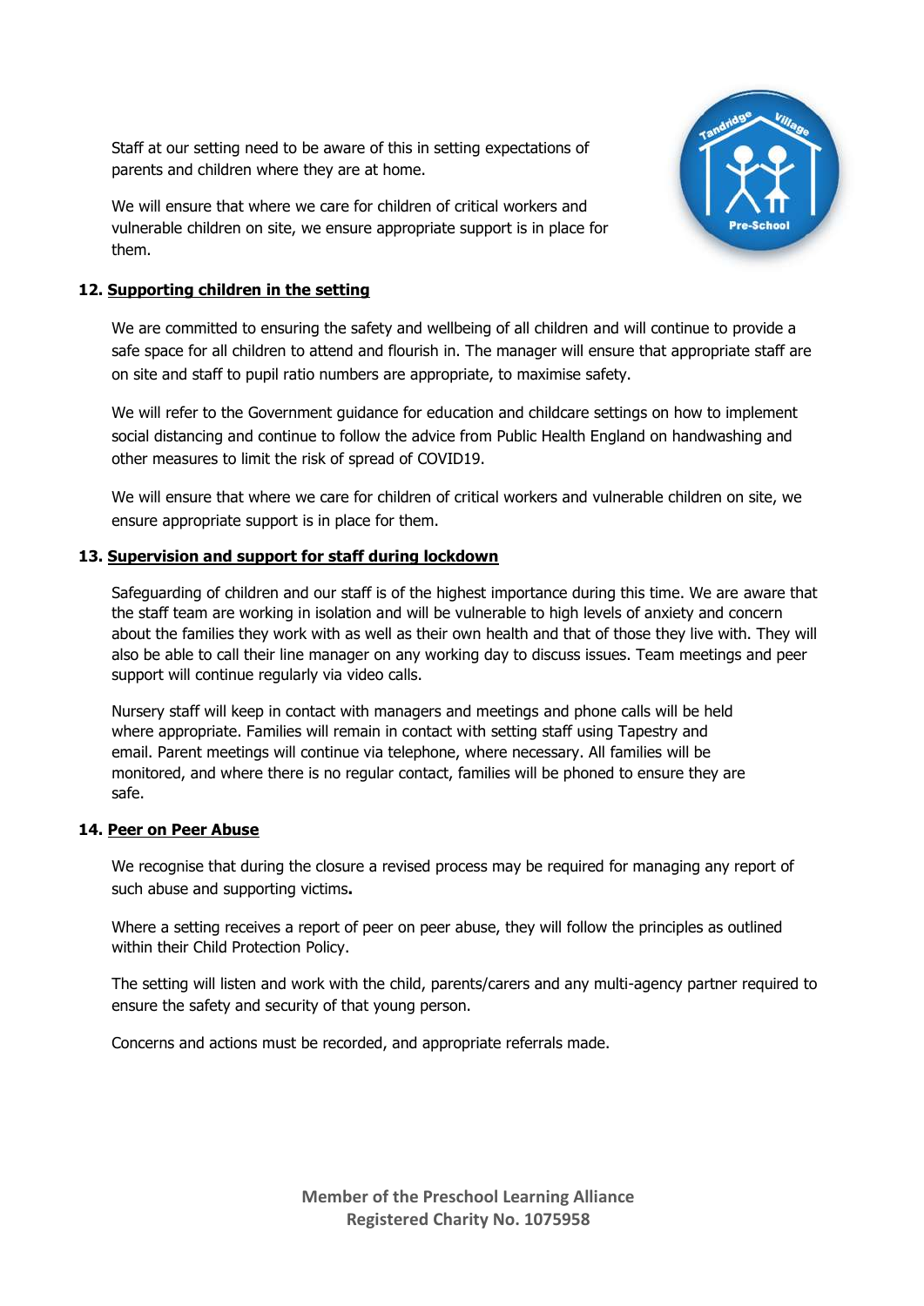Staff at our setting need to be aware of this in setting expectations of parents and children where they are at home.

We will ensure that where we care for children of critical workers and vulnerable children on site, we ensure appropriate support is in place for them.

### 12. Supporting children in the setting

We are committed to ensuring the safety and wellbeing of all children and will continue to provide a safe space for all children to attend and flourish in. The manager will ensure that appropriate staff are on site and staff to pupil ratio numbers are appropriate, to maximise safety.

We will refer to the Government guidance for education and childcare settings on how to implement social distancing and continue to follow the advice from Public Health England on handwashing and other measures to limit the risk of spread of COVID19.

We will ensure that where we care for children of critical workers and vulnerable children on site, we ensure appropriate support is in place for them.

### 13. Supervision and support for staff during lockdown

Safeguarding of children and our staff is of the highest importance during this time. We are aware that the staff team are working in isolation and will be vulnerable to high levels of anxiety and concern about the families they work with as well as their own health and that of those they live with. They will also be able to call their line manager on any working day to discuss issues. Team meetings and peer support will continue regularly via video calls.

Nursery staff will keep in contact with managers and meetings and phone calls will be held where appropriate. Families will remain in contact with setting staff using Tapestry and email. Parent meetings will continue via telephone, where necessary. All families will be monitored, and where there is no regular contact, families will be phoned to ensure they are safe.

### 14. Peer on Peer Abuse

We recognise that during the closure a revised process may be required for managing any report of such abuse and supporting victims**.**

Where a setting receives a report of peer on peer abuse, they will follow the principles as outlined within their Child Protection Policy.

The setting will listen and work with the child, parents/carers and any multi-agency partner required to ensure the safety and security of that young person.

Concerns and actions must be recorded, and appropriate referrals made.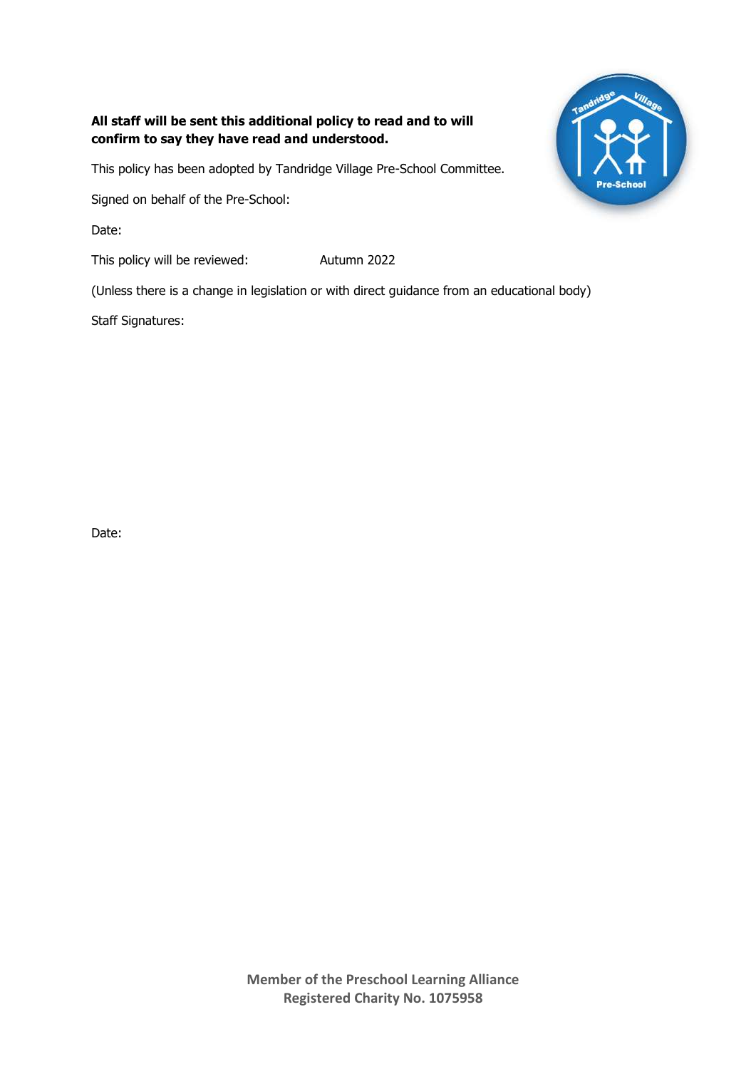**All staff will be sent this additional policy to read and to will confirm to say they have read and understood.**

This policy has been adopted by Tandridge Village Pre-School Committee.

Signed on behalf of the Pre-School:

Date:

This policy will be reviewed: Autumn 2022

(Unless there is a change in legislation or with direct guidance from an educational body)

Staff Signatures:

Date:

**Member of the Preschool Learning Alliance**
**Registered Charity No. 1075958**